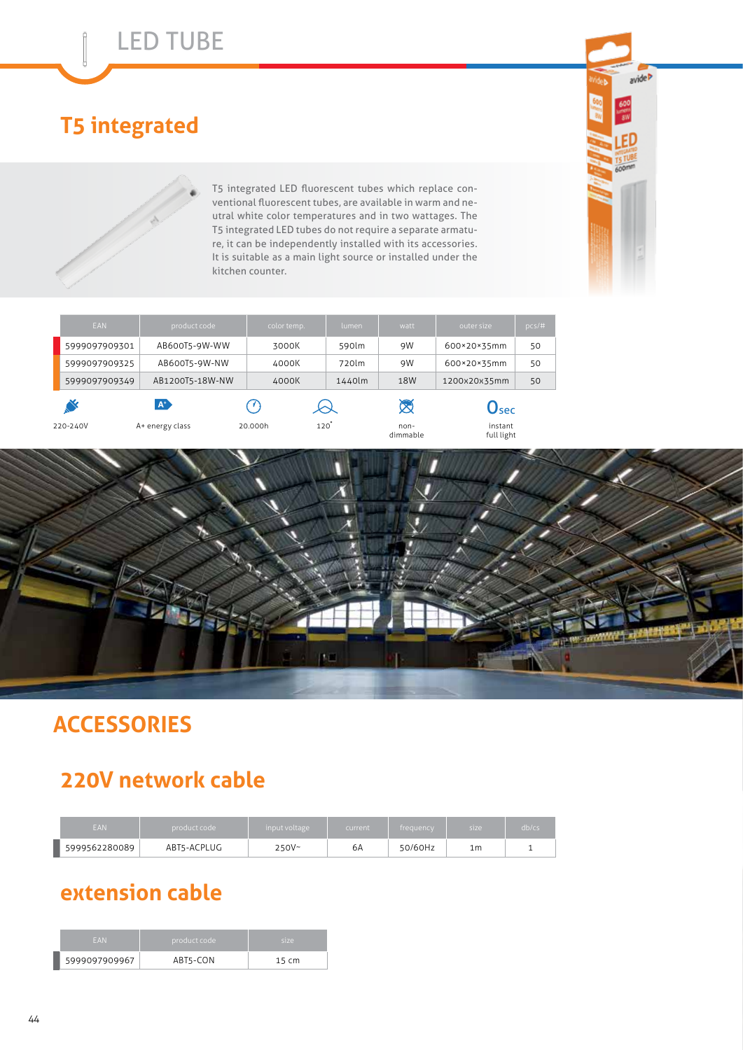# LED TUBE

## T5 integrated

T5 integrated LED fluorescent tubes which replace conventional fluorescent tubes, are available in warm and neutral white color temperatures and in two wattages. The T5 integrated LED tubes do not require a separate armature, it can be independently installed with its accessories. It is suitable as a main light source or installed under the kitchen counter.

| EAN | product code | color temp. | lumen | watt | outer size | pcs/# |
|---|---|---|---|---|---|---|
| 5999097909301 | AB600T5-9W-WW | 3000K | 590lm | 9W | 600×20×35mm | 50 |
| 5999097909325 | AB600T5-9W-NW | 4000K | 720lm | 9W | 600×20×35mm | 50 |
| 5999097909349 | AB1200T5-18W-NW | 4000K | 1440lm | 18W | 1200x20x35mm | 50 |

220-240V | A+ energy class | 20.000h | 120° | non-dimmable | 0sec instant full light

# ACCESSORIES

## 220V network cable

| EAN | product code | input voltage | current | frequency | size | db/cs |
|---|---|---|---|---|---|---|
| 5999562280089 | ABT5-ACPLUG | 250V~ | 6A | 50/60Hz | 1m | 1 |

## extension cable

| EAN | product code | size |
|---|---|---|
| 5999097909967 | ABT5-CON | 15 cm |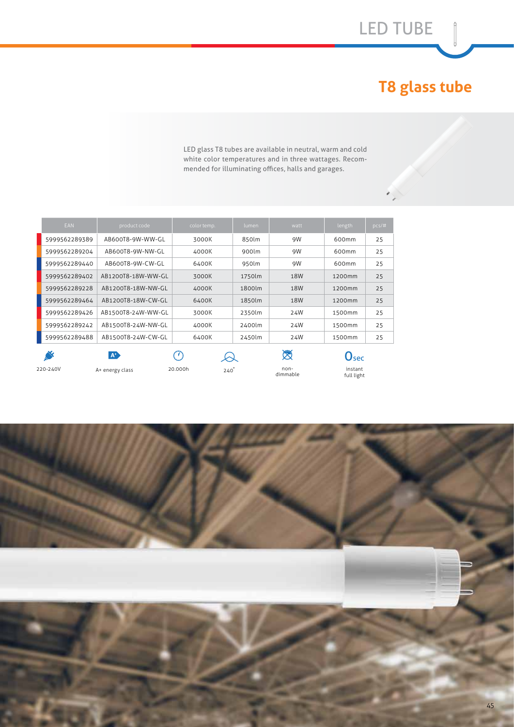# LED TUBE

## T8 glass tube

LED glass T8 tubes are available in neutral, warm and cold white color temperatures and in three wattages. Recommended for illuminating offices, halls and garages.

| EAN | product code | color temp. | lumen | watt | length | pcs/# |
|---|---|---|---|---|---|---|
| 5999562289389 | AB600T8-9W-WW-GL | 3000K | 850lm | 9W | 600mm | 25 |
| 5999562289204 | AB600T8-9W-NW-GL | 4000K | 900lm | 9W | 600mm | 25 |
| 5999562289440 | AB600T8-9W-CW-GL | 6400K | 950lm | 9W | 600mm | 25 |
| 5999562289402 | AB1200T8-18W-WW-GL | 3000K | 1750lm | 18W | 1200mm | 25 |
| 5999562289228 | AB1200T8-18W-NW-GL | 4000K | 1800lm | 18W | 1200mm | 25 |
| 5999562289464 | AB1200T8-18W-CW-GL | 6400K | 1850lm | 18W | 1200mm | 25 |
| 5999562289426 | AB1500T8-24W-WW-GL | 3000K | 2350lm | 24W | 1500mm | 25 |
| 5999562289242 | AB1500T8-24W-NW-GL | 4000K | 2400lm | 24W | 1500mm | 25 |
| 5999562289488 | AB1500T8-24W-CW-GL | 6400K | 2450lm | 24W | 1500mm | 25 |

220-240V · A+ energy class · 20.000h · 240° · non-dimmable · 0sec instant full light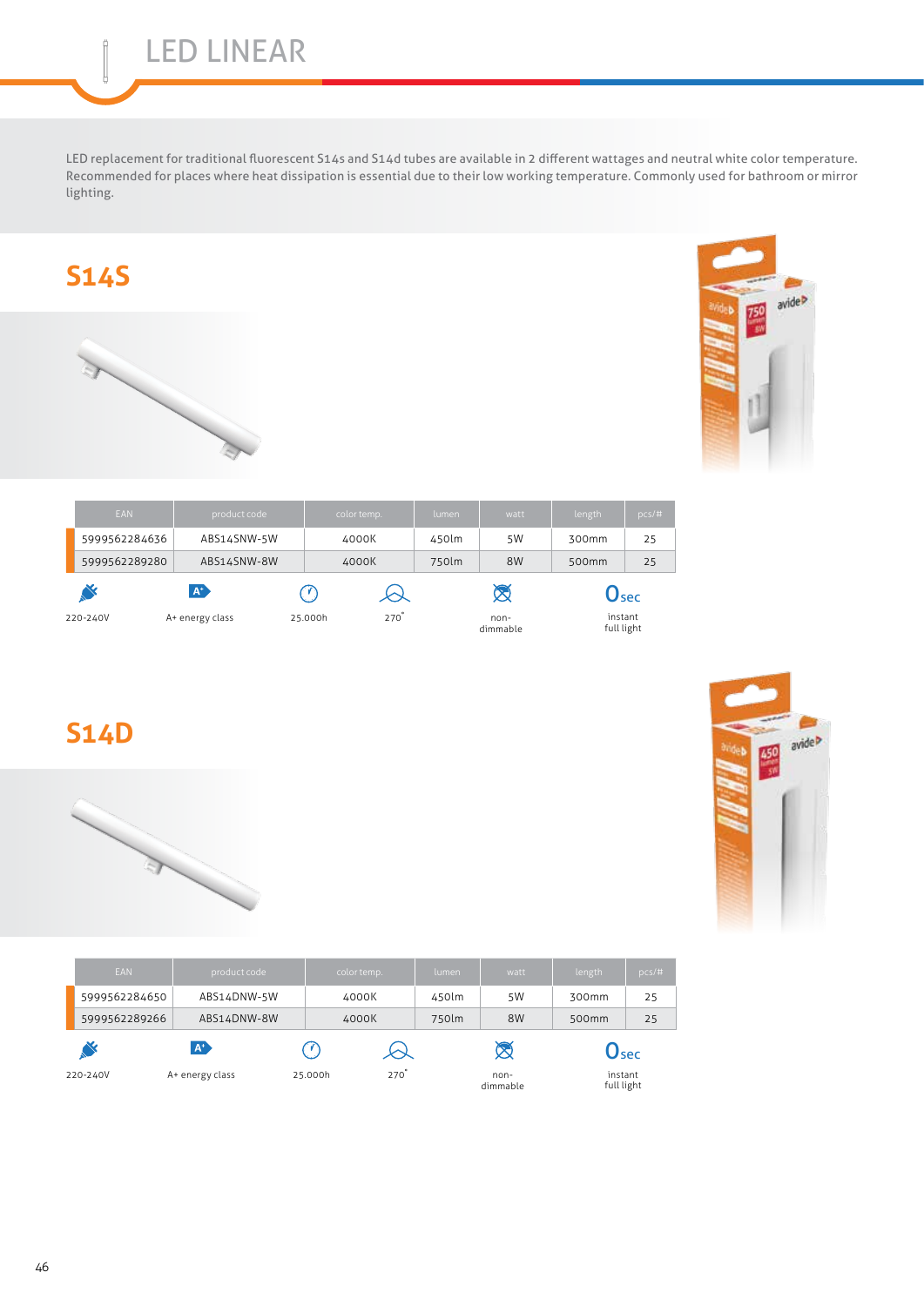# LED LINEAR

LED replacement for traditional fluorescent S14s and S14d tubes are available in 2 different wattages and neutral white color temperature. Recommended for places where heat dissipation is essential due to their low working temperature. Commonly used for bathroom or mirror lighting.

## S14S

| EAN | product code | color temp. | lumen | watt | length | pcs/# |
|---|---|---|---|---|---|---|
| 5999562284636 | ABS14SNW-5W | 4000K | 450lm | 5W | 300mm | 25 |
| 5999562289280 | ABS14SNW-8W | 4000K | 750lm | 8W | 500mm | 25 |

220-240V

A+ energy class

25.000h

270°

non-dimmable

0sec instant full light

## S14D

| EAN | product code | color temp. | lumen | watt | length | pcs/# |
|---|---|---|---|---|---|---|
| 5999562284650 | ABS14DNW-5W | 4000K | 450lm | 5W | 300mm | 25 |
| 5999562289266 | ABS14DNW-8W | 4000K | 750lm | 8W | 500mm | 25 |

220-240V

A+ energy class

25.000h

270°

non-dimmable

0sec instant full light